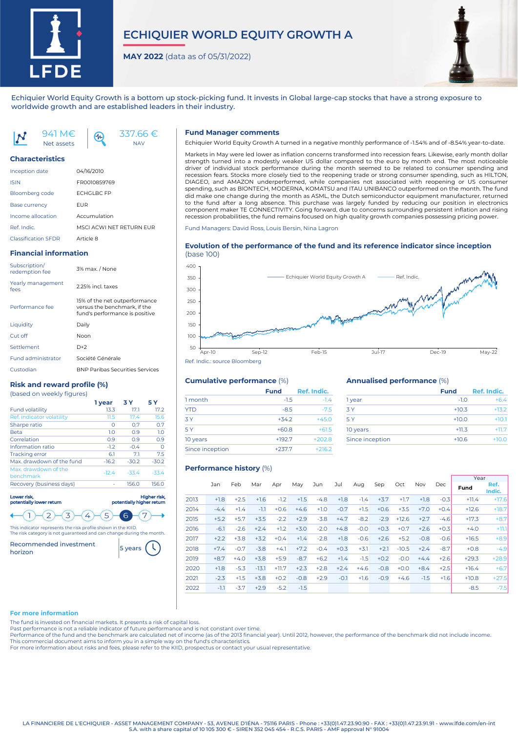# ECHIQUIER WORLD EQUITY GROWTH A

**MAY 2022** (data as of 05/31/2022)

Echiquier World Equity Growth is a bottom up stock-picking fund. It invests in Global large-cap stocks that have a strong exposure to worldwide growth and are established leaders in their industry.

941 M€ Net assets

337.66 € NAV

## Characteristics

| | |
|---|---|
| Inception date | 04/16/2010 |
| ISIN | FR0010859769 |
| Bloomberg code | ECHGLBC FP |
| Base currency | EUR |
| Income allocation | Accumulation |
| Ref. Indic. | MSCI ACWI NET RETURN EUR |
| Classification SFDR | Article 8 |

## Financial information

| | |
|---|---|
| Subscription/ redemption fee | 3% max. / None |
| Yearly management fees | 2.25% incl. taxes |
| Performance fee | 15% of the net outperformance versus the benchmark, if the fund's performance is positive |
| Liquidity | Daily |
| Cut off | Noon |
| Settlement | D+2 |
| Fund administrator | Société Générale |
| Custodian | BNP Paribas Securities Services |

## Risk and reward profile (%)

(based on weekly figures)

| | 1 year | 3 Y | 5 Y |
|---|---|---|---|
| Fund volatility | 13.3 | 17.1 | 17.2 |
| Ref. indicator volatility | 11.5 | 17.4 | 15.6 |
| Sharpe ratio | 0 | 0.7 | 0.7 |
| Beta | 1.0 | 0.9 | 1.0 |
| Correlation | 0.9 | 0.9 | 0.9 |
| Information ratio | -1.2 | -0.4 | 0 |
| Tracking error | 6.1 | 7.1 | 7.5 |
| Max. drawdown of the fund | -16.2 | -30.2 | -30.2 |
| Max. drawdown of the benchmark | -12.4 | -33.4 | -33.4 |
| Recovery (business days) | - | 156.0 | 156.0 |

Lower risk, potentially lower return — Higher risk, potentially higher return

1 2 3 4 5 **6** 7

This indicator represents the risk profile shown in the KIID. The risk category is not guaranteed and can change during the month.

Recommended investment horizon: 5 years

## Fund Manager comments

Echiquier World Equity Growth A turned in a negative monthly performance of -1.54% and of -8.54% year-to-date.

Markets in May were led lower as inflation concerns transformed into recession fears. Likewise, early month dollar strength turned into a modestly weaker US dollar compared to the euro by month end. The most noticeable driver of individual stock performance during the month seemed to be related to consumer spending and recession fears. Stocks more closely tied to the reopening trade or strong consumer spending, such as HILTON, DIAGEO, and AMAZON underperformed, while companies not associated with reopening or US consumer spending, such as BIONTECH, MODERNA, KOMATSU and ITAU UNIBANCO outperformed on the month. The fund did make one change during the month as ASML, the Dutch semiconductor equipment manufacturer, returned to the fund after a long absence. This purchase was largely funded by reducing our position in electronics component maker TE CONNECTIVITY. Going forward, due to concerns surrounding persistent inflation and rising recession probabilities, the fund remains focused on high quality growth companies possessing pricing power.

Fund Managers: David Ross, Louis Bersin, Nina Lagron

## Evolution of the performance of the fund and its reference indicator since inception

(base 100)

Ref. Indic.: source Bloomberg

## Cumulative performance (%)

| | Fund | Ref. Indic. |
|---|---|---|
| 1 month | -1.5 | -1.4 |
| YTD | -8.5 | -7.5 |
| 3 Y | +34.2 | +45.0 |
| 5 Y | +60.8 | +61.5 |
| 10 years | +192.7 | +202.8 |
| Since inception | +237.7 | +216.2 |

## Annualised performance (%)

| | Fund | Ref. Indic. |
|---|---|---|
| 1 year | -1.0 | +6.4 |
| 3 Y | +10.3 | +13.2 |
| 5 Y | +10.0 | +10.1 |
| 10 years | +11.3 | +11.7 |
| Since inception | +10.6 | +10.0 |

## Performance history (%)

| | Jan | Feb | Mar | Apr | May | Jun | Jul | Aug | Sep | Oct | Nov | Dec | Year Fund | Year Ref. Indic. |
|---|---|---|---|---|---|---|---|---|---|---|---|---|---|---|
| 2013 | +1.8 | +2.5 | +1.6 | -1.2 | +1.5 | -4.8 | +1.8 | -1.4 | +3.7 | +1.7 | +1.8 | -0.3 | +11.4 | +17.6 |
| 2014 | -4.4 | +1.4 | -1.1 | +0.6 | +4.6 | +1.0 | -0.7 | +1.5 | +0.6 | +3.5 | +7.0 | +0.4 | +12.6 | +18.7 |
| 2015 | +5.2 | +5.7 | +3.5 | -2.2 | +2.9 | -3.8 | +4.7 | -8.2 | -2.9 | +12.6 | +2.7 | -4.6 | +17.3 | +8.7 |
| 2016 | -6.1 | -2.6 | +2.4 | +1.2 | +3.0 | -2.0 | +4.8 | -0.0 | +0.3 | +0.7 | +2.6 | +0.3 | +4.0 | +11.1 |
| 2017 | +2.2 | +3.8 | +3.2 | +0.4 | +1.4 | -2.8 | +1.8 | -0.6 | +2.6 | +5.2 | -0.8 | -0.6 | +16.5 | +8.9 |
| 2018 | +7.4 | -0.7 | -3.8 | +4.1 | +7.2 | -0.4 | +0.3 | +3.1 | +2.1 | -10.5 | +2.4 | -8.7 | +0.8 | -4.9 |
| 2019 | +8.7 | +4.0 | +3.8 | +5.9 | -8.7 | +6.2 | +1.4 | -1.5 | +0.2 | -0.0 | +4.4 | +2.6 | +29.3 | +28.9 |
| 2020 | +1.8 | -5.3 | -13.1 | +11.7 | +2.3 | +2.8 | +2.4 | +4.6 | -0.8 | +0.0 | +8.4 | +2.5 | +16.4 | +6.7 |
| 2021 | -2.3 | +1.5 | +3.8 | +0.2 | -0.8 | +2.9 | -0.1 | +1.6 | -0.9 | +4.6 | -1.5 | +1.6 | +10.8 | +27.5 |
| 2022 | -1.1 | -3.7 | +2.9 | -5.2 | -1.5 | | | | | | | | -8.5 | -7.5 |

## For more information

The fund is invested on financial markets. It presents a risk of capital loss.
Past performance is not a reliable indicator of future performance and is not constant over time.
Performance of the fund and the benchmark are calculated net of income (as of the 2013 financial year). Until 2012, however, the performance of the benchmark did not include income.
This commercial document aims to inform you in a simple way on the fund's characteristics.
For more information about risks and fees, please refer to the KIID, prospectus or contact your usual representative.

LA FINANCIERE DE L'ECHIQUIER - ASSET MANAGEMENT COMPANY - 53, AVENUE D'IÉNA - 75116 PARIS - Phone : +33(0)1.47.23.90.90 - FAX : +33(0)1.47.23.91.91 - www.lfde.com/en-int
S.A. with a share capital of 10 105 300 € - SIREN 352 045 454 - R.C.S. PARIS - AMF approval N° 91004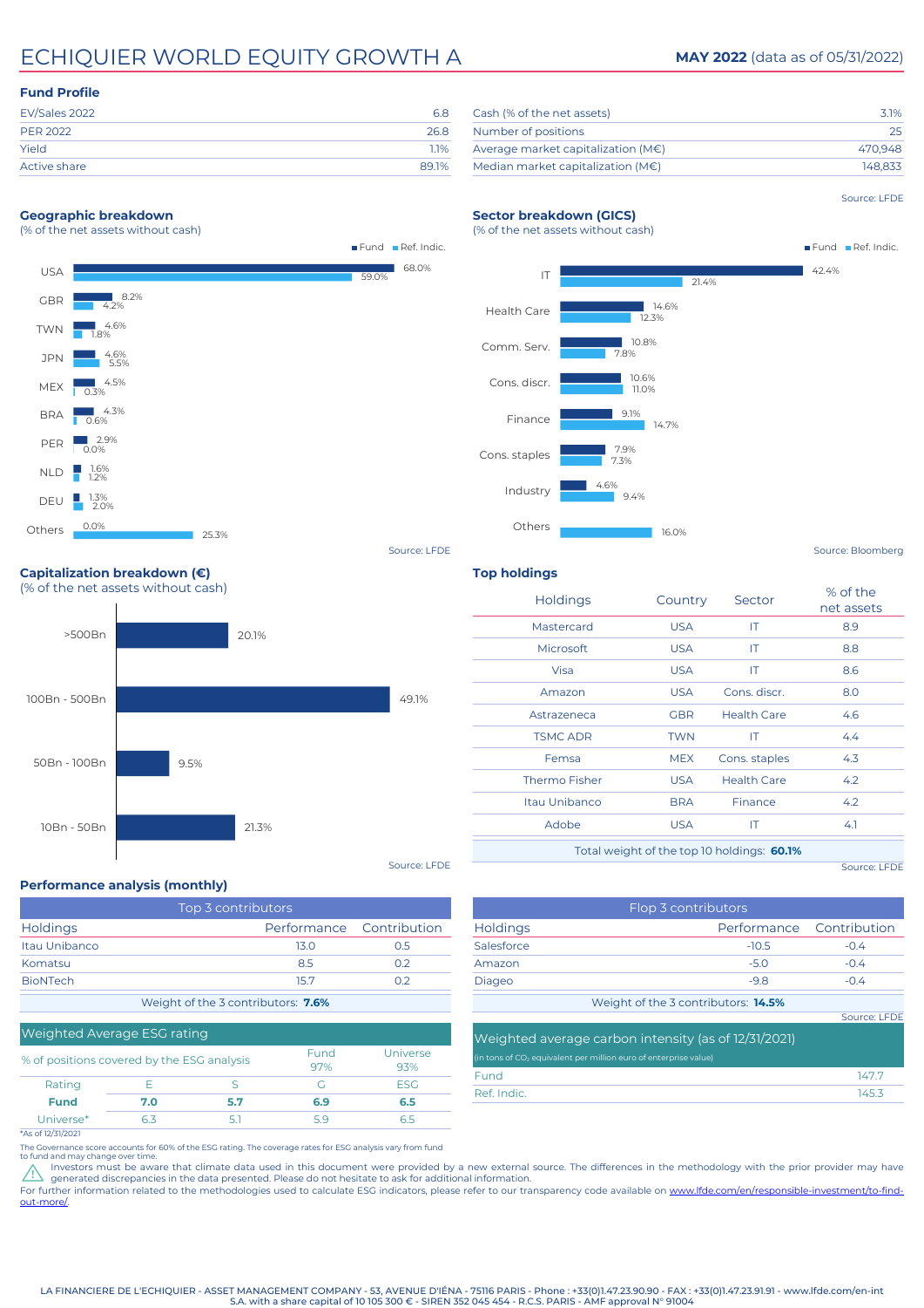# ECHIQUIER WORLD EQUITY GROWTH A

**MAY 2022** (data as of 05/31/2022)

## Fund Profile

| | |
|---|---|
| EV/Sales 2022 | 6.8 |
| PER 2022 | 26.8 |
| Yield | 1.1% |
| Active share | 89.1% |

| | |
|---|---|
| Cash (% of the net assets) | 3.1% |
| Number of positions | 25 |
| Average market capitalization (M€) | 470,948 |
| Median market capitalization (M€) | 148,833 |

Source: LFDE

## Geographic breakdown

(% of the net assets without cash)

Fund   Ref. Indic.

USA 68.0% 59.0%
GBR 8.2% 4.2%
TWN 4.6% 1.8%
JPN 4.6% 5.5%
MEX 4.5% 0.3%
BRA 4.3% 0.6%
PER 2.9% 0.0%
NLD 1.6% 1.2%
DEU 1.3% 2.0%
Others 0.0% 25.3%

Source: LFDE

## Sector breakdown (GICS)

(% of the net assets without cash)

Fund   Ref. Indic.

IT 42.4% 21.4%
Health Care 14.6% 12.3%
Comm. Serv. 10.8% 7.8%
Cons. discr. 10.6% 11.0%
Finance 9.1% 14.7%
Cons. staples 7.9% 7.3%
Industry 4.6% 9.4%
Others 16.0%

Source: Bloomberg

## Capitalization breakdown (€)

(% of the net assets without cash)

>500Bn 20.1%
100Bn - 500Bn 49.1%
50Bn - 100Bn 9.5%
10Bn - 50Bn 21.3%

Source: LFDE

## Top holdings

| Holdings | Country | Sector | % of the net assets |
|---|---|---|---|
| Mastercard | USA | IT | 8.9 |
| Microsoft | USA | IT | 8.8 |
| Visa | USA | IT | 8.6 |
| Amazon | USA | Cons. discr. | 8.0 |
| Astrazeneca | GBR | Health Care | 4.6 |
| TSMC ADR | TWN | IT | 4.4 |
| Femsa | MEX | Cons. staples | 4.3 |
| Thermo Fisher | USA | Health Care | 4.2 |
| Itau Unibanco | BRA | Finance | 4.2 |
| Adobe | USA | IT | 4.1 |
| Total weight of the top 10 holdings: **60.1%** | | | |

Source: LFDE

## Performance analysis (monthly)

| Top 3 contributors | | |
|---|---|---|
| Holdings | Performance | Contribution |
| Itau Unibanco | 13.0 | 0.5 |
| Komatsu | 8.5 | 0.2 |
| BioNTech | 15.7 | 0.2 |
| Weight of the 3 contributors: **7.6%** | | |

| Flop 3 contributors | | |
|---|---|---|
| Holdings | Performance | Contribution |
| Salesforce | -10.5 | -0.4 |
| Amazon | -5.0 | -0.4 |
| Diageo | -9.8 | -0.4 |
| Weight of the 3 contributors: **14.5%** | | |

Source: LFDE

## Weighted Average ESG rating

| % of positions covered by the ESG analysis | | | Fund 97% | Universe 93% |
|---|---|---|---|---|
| Rating | E | S | G | ESG |
| **Fund** | **7.0** | **5.7** | **6.9** | **6.5** |
| Universe* | 6.3 | 5.1 | 5.9 | 6.5 |

*As of 12/31/2021

The Governance score accounts for 60% of the ESG rating. The coverage rates for ESG analysis vary from fund to fund and may change over time.

## Weighted average carbon intensity (as of 12/31/2021)

(in tons of $CO_2$ equivalent per million euro of enterprise value)

| | |
|---|---|
| Fund | 147.7 |
| Ref. Indic. | 145.3 |

Investors must be aware that climate data used in this document were provided by a new external source. The differences in the methodology with the prior provider may have generated discrepancies in the data presented. Please do not hesitate to ask for additional information.

For further information related to the methodologies used to calculate ESG indicators, please refer to our transparency code available on www.lfde.com/en/responsible-investment/to-find-out-more/.

LA FINANCIERE DE L'ECHIQUIER - ASSET MANAGEMENT COMPANY - 53, AVENUE D'IÉNA - 75116 PARIS - Phone : +33(0)1.47.23.90.90 - FAX : +33(0)1.47.23.91.91 - www.lfde.com/en-int
S.A. with a share capital of 10 105 300 € - SIREN 352 045 454 - R.C.S. PARIS - AMF approval N° 91004